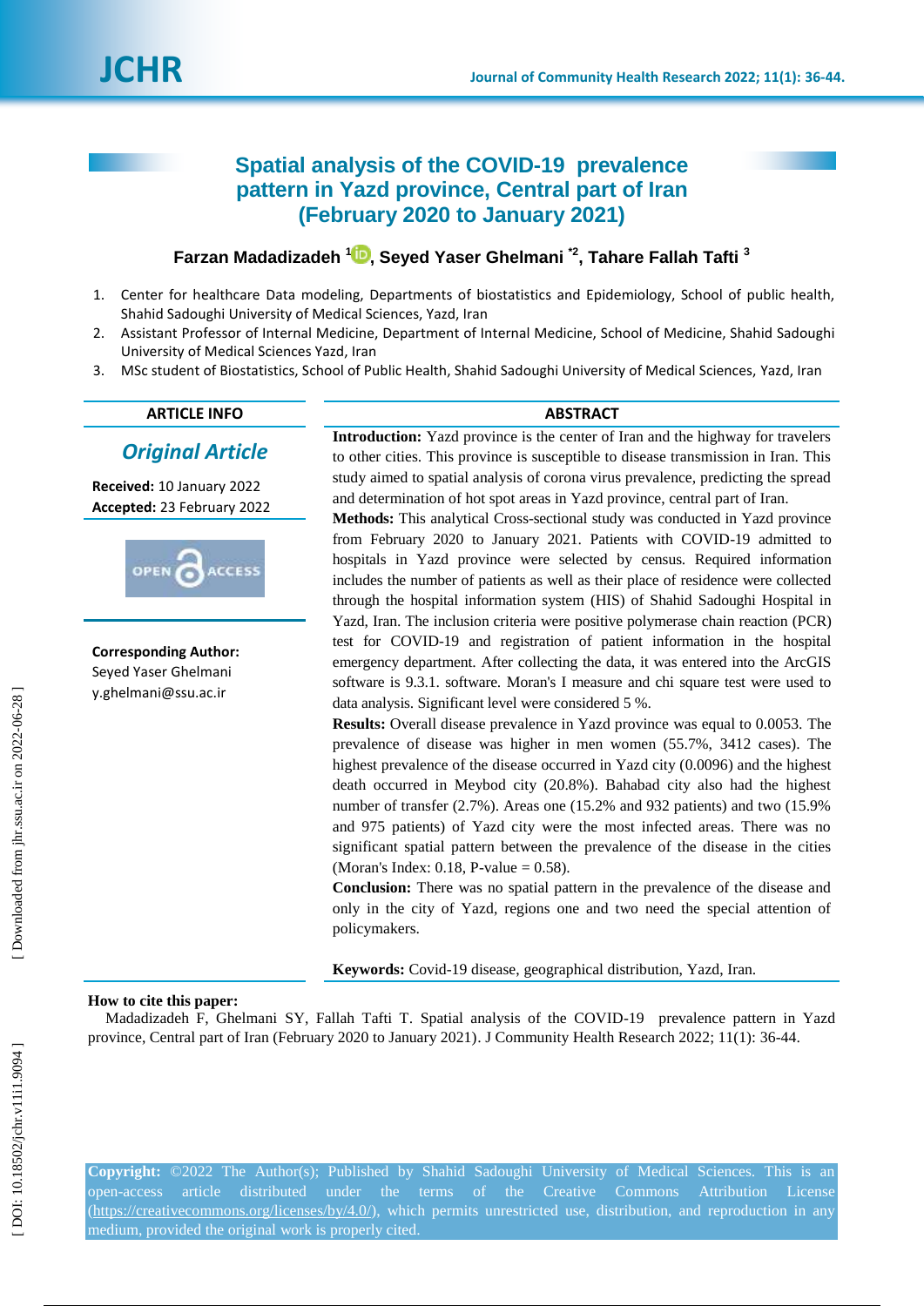# Spatial analysis of the COVID-19 prevalence pattern in Yazd province, Central part of Iran (February 2020 to January 2021)

**Farzan Madadizadeh [1], Seyed Yaser Ghelmani [*2], Tahare Fallah Tafti [3]**

1. Center for healthcare Data modeling, Departments of biostatistics and Epidemiology, School of public health, Shahid Sadoughi University of Medical Sciences, Yazd, Iran
2. Assistant Professor of Internal Medicine, Department of Internal Medicine, School of Medicine, Shahid Sadoughi University of Medical Sciences Yazd, Iran
3. MSc student of Biostatistics, School of Public Health, Shahid Sadoughi University of Medical Sciences, Yazd, Iran

## ARTICLE INFO

***Original Article***

**Received:** 10 January 2022
**Accepted:** 23 February 2022

OPEN ACCESS

**Corresponding Author:**
Seyed Yaser Ghelmani
y.ghelmani@ssu.ac.ir

## ABSTRACT

**Introduction:** Yazd province is the center of Iran and the highway for travelers to other cities. This province is susceptible to disease transmission in Iran. This study aimed to spatial analysis of corona virus prevalence, predicting the spread and determination of hot spot areas in Yazd province, central part of Iran.

**Methods:** This analytical Cross-sectional study was conducted in Yazd province from February 2020 to January 2021. Patients with COVID-19 admitted to hospitals in Yazd province were selected by census. Required information includes the number of patients as well as their place of residence were collected through the hospital information system (HIS) of Shahid Sadoughi Hospital in Yazd, Iran. The inclusion criteria were positive polymerase chain reaction (PCR) test for COVID-19 and registration of patient information in the hospital emergency department. After collecting the data, it was entered into the ArcGIS software is 9.3.1. software. Moran's I measure and chi square test were used to data analysis. Significant level were considered 5 %.

**Results:** Overall disease prevalence in Yazd province was equal to 0.0053. The prevalence of disease was higher in men women (55.7%, 3412 cases). The highest prevalence of the disease occurred in Yazd city (0.0096) and the highest death occurred in Meybod city (20.8%). Bahabad city also had the highest number of transfer (2.7%). Areas one (15.2% and 932 patients) and two (15.9% and 975 patients) of Yazd city were the most infected areas. There was no significant spatial pattern between the prevalence of the disease in the cities (Moran's Index: 0.18, P-value = 0.58).

**Conclusion:** There was no spatial pattern in the prevalence of the disease and only in the city of Yazd, regions one and two need the special attention of policymakers.

**Keywords:** Covid-19 disease, geographical distribution, Yazd, Iran.

**How to cite this paper:**
Madadizadeh F, Ghelmani SY, Fallah Tafti T. Spatial analysis of the COVID-19 prevalence pattern in Yazd province, Central part of Iran (February 2020 to January 2021). J Community Health Research 2022; 11(1): 36-44.

**Copyright:** ©2022 The Author(s); Published by Shahid Sadoughi University of Medical Sciences. This is an open-access article distributed under the terms of the Creative Commons Attribution License (https://creativecommons.org/licenses/by/4.0/), which permits unrestricted use, distribution, and reproduction in any medium, provided the original work is properly cited.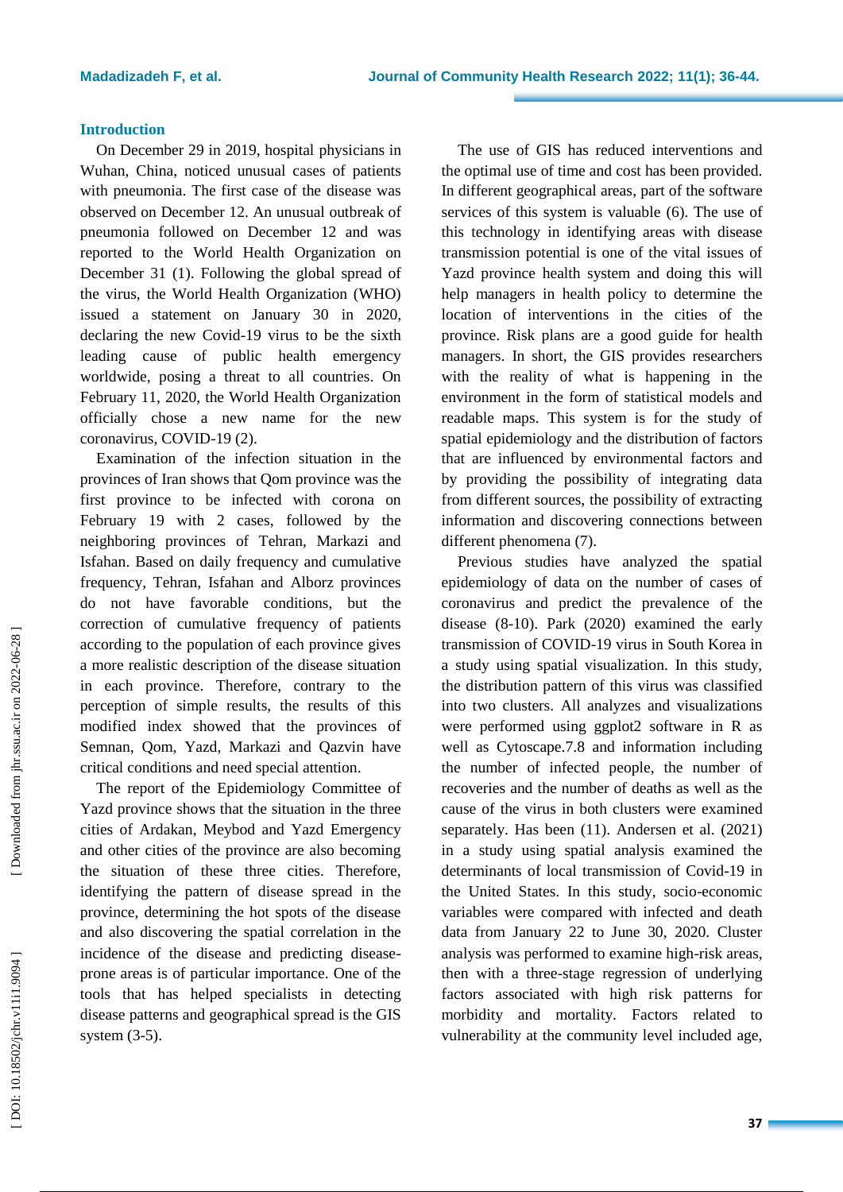## Introduction

On December 29 in 2019, hospital physicians in Wuhan, China, noticed unusual cases of patients with pneumonia. The first case of the disease was observed on December 12. An unusual outbreak of pneumonia followed on December 12 and was reported to the World Health Organization on December 31 (1). Following the global spread of the virus, the World Health Organization (WHO) issued a statement on January 30 in 2020, declaring the new Covid-19 virus to be the sixth leading cause of public health emergency worldwide, posing a threat to all countries. On February 11, 2020, the World Health Organization officially chose a new name for the new coronavirus, COVID-19 (2).

Examination of the infection situation in the provinces of Iran shows that Qom province was the first province to be infected with corona on February 19 with 2 cases, followed by the neighboring provinces of Tehran, Markazi and Isfahan. Based on daily frequency and cumulative frequency, Tehran, Isfahan and Alborz provinces do not have favorable conditions, but the correction of cumulative frequency of patients according to the population of each province gives a more realistic description of the disease situation in each province. Therefore, contrary to the perception of simple results, the results of this modified index showed that the provinces of Semnan, Qom, Yazd, Markazi and Qazvin have critical conditions and need special attention.

The report of the Epidemiology Committee of Yazd province shows that the situation in the three cities of Ardakan, Meybod and Yazd Emergency and other cities of the province are also becoming the situation of these three cities. Therefore, identifying the pattern of disease spread in the province, determining the hot spots of the disease and also discovering the spatial correlation in the incidence of the disease and predicting disease-prone areas is of particular importance. One of the tools that has helped specialists in detecting disease patterns and geographical spread is the GIS system (3-5).

The use of GIS has reduced interventions and the optimal use of time and cost has been provided. In different geographical areas, part of the software services of this system is valuable (6). The use of this technology in identifying areas with disease transmission potential is one of the vital issues of Yazd province health system and doing this will help managers in health policy to determine the location of interventions in the cities of the province. Risk plans are a good guide for health managers. In short, the GIS provides researchers with the reality of what is happening in the environment in the form of statistical models and readable maps. This system is for the study of spatial epidemiology and the distribution of factors that are influenced by environmental factors and by providing the possibility of integrating data from different sources, the possibility of extracting information and discovering connections between different phenomena (7).

Previous studies have analyzed the spatial epidemiology of data on the number of cases of coronavirus and predict the prevalence of the disease (8-10). Park (2020) examined the early transmission of COVID-19 virus in South Korea in a study using spatial visualization. In this study, the distribution pattern of this virus was classified into two clusters. All analyzes and visualizations were performed using ggplot2 software in R as well as Cytoscape.7.8 and information including the number of infected people, the number of recoveries and the number of deaths as well as the cause of the virus in both clusters were examined separately. Has been (11). Andersen et al. (2021) in a study using spatial analysis examined the determinants of local transmission of Covid-19 in the United States. In this study, socio-economic variables were compared with infected and death data from January 22 to June 30, 2020. Cluster analysis was performed to examine high-risk areas, then with a three-stage regression of underlying factors associated with high risk patterns for morbidity and mortality. Factors related to vulnerability at the community level included age,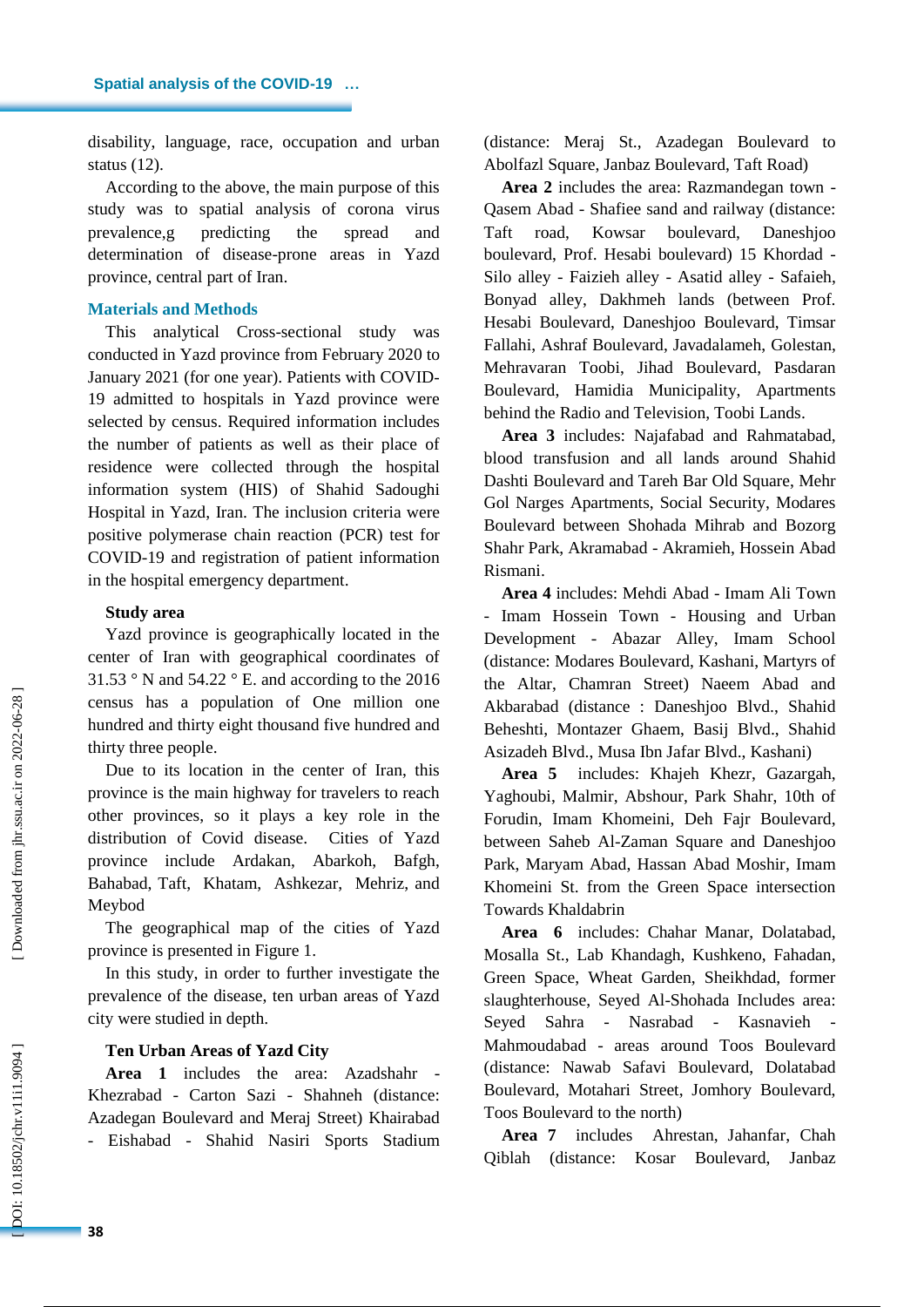disability, language, race, occupation and urban status (12).

According to the above, the main purpose of this study was to spatial analysis of corona virus prevalence,g predicting the spread and determination of disease-prone areas in Yazd province, central part of Iran.

## Materials and Methods

This analytical Cross-sectional study was conducted in Yazd province from February 2020 to January 2021 (for one year). Patients with COVID-19 admitted to hospitals in Yazd province were selected by census. Required information includes the number of patients as well as their place of residence were collected through the hospital information system (HIS) of Shahid Sadoughi Hospital in Yazd, Iran. The inclusion criteria were positive polymerase chain reaction (PCR) test for COVID-19 and registration of patient information in the hospital emergency department.

### Study area

Yazd province is geographically located in the center of Iran with geographical coordinates of 31.53 ° N and 54.22 ° E. and according to the 2016 census has a population of One million one hundred and thirty eight thousand five hundred and thirty three people.

Due to its location in the center of Iran, this province is the main highway for travelers to reach other provinces, so it plays a key role in the distribution of Covid disease. Cities of Yazd province include Ardakan, Abarkoh, Bafgh, Bahabad, Taft, Khatam, Ashkezar, Mehriz, and Meybod

The geographical map of the cities of Yazd province is presented in Figure 1.

In this study, in order to further investigate the prevalence of the disease, ten urban areas of Yazd city were studied in depth.

### Ten Urban Areas of Yazd City

**Area 1** includes the area: Azadshahr - Khezrabad - Carton Sazi - Shahneh (distance: Azadegan Boulevard and Meraj Street) Khairabad - Eishabad - Shahid Nasiri Sports Stadium (distance: Meraj St., Azadegan Boulevard to Abolfazl Square, Janbaz Boulevard, Taft Road)

**Area 2** includes the area: Razmandegan town - Qasem Abad - Shafiee sand and railway (distance: Taft road, Kowsar boulevard, Daneshjoo boulevard, Prof. Hesabi boulevard) 15 Khordad - Silo alley - Faizieh alley - Asatid alley - Safaieh, Bonyad alley, Dakhmeh lands (between Prof. Hesabi Boulevard, Daneshjoo Boulevard, Timsar Fallahi, Ashraf Boulevard, Javadalameh, Golestan, Mehravaran Toobi, Jihad Boulevard, Pasdaran Boulevard, Hamidia Municipality, Apartments behind the Radio and Television, Toobi Lands.

**Area 3** includes: Najafabad and Rahmatabad, blood transfusion and all lands around Shahid Dashti Boulevard and Tareh Bar Old Square, Mehr Gol Narges Apartments, Social Security, Modares Boulevard between Shohada Mihrab and Bozorg Shahr Park, Akramabad - Akramieh, Hossein Abad Rismani.

**Area 4** includes: Mehdi Abad - Imam Ali Town - Imam Hossein Town - Housing and Urban Development - Abazar Alley, Imam School (distance: Modares Boulevard, Kashani, Martyrs of the Altar, Chamran Street) Naeem Abad and Akbarabad (distance : Daneshjoo Blvd., Shahid Beheshti, Montazer Ghaem, Basij Blvd., Shahid Asizadeh Blvd., Musa Ibn Jafar Blvd., Kashani)

**Area 5** includes: Khajeh Khezr, Gazargah, Yaghoubi, Malmir, Abshour, Park Shahr, 10th of Forudin, Imam Khomeini, Deh Fajr Boulevard, between Saheb Al-Zaman Square and Daneshjoo Park, Maryam Abad, Hassan Abad Moshir, Imam Khomeini St. from the Green Space intersection Towards Khaldabrin

**Area 6** includes: Chahar Manar, Dolatabad, Mosalla St., Lab Khandagh, Kushkeno, Fahadan, Green Space, Wheat Garden, Sheikhdad, former slaughterhouse, Seyed Al-Shohada Includes area: Seyed Sahra - Nasrabad - Kasnavieh - Mahmoudabad - areas around Toos Boulevard (distance: Nawab Safavi Boulevard, Dolatabad Boulevard, Motahari Street, Jomhory Boulevard, Toos Boulevard to the north)

**Area 7** includes Ahrestan, Jahanfar, Chah Qiblah (distance: Kosar Boulevard, Janbaz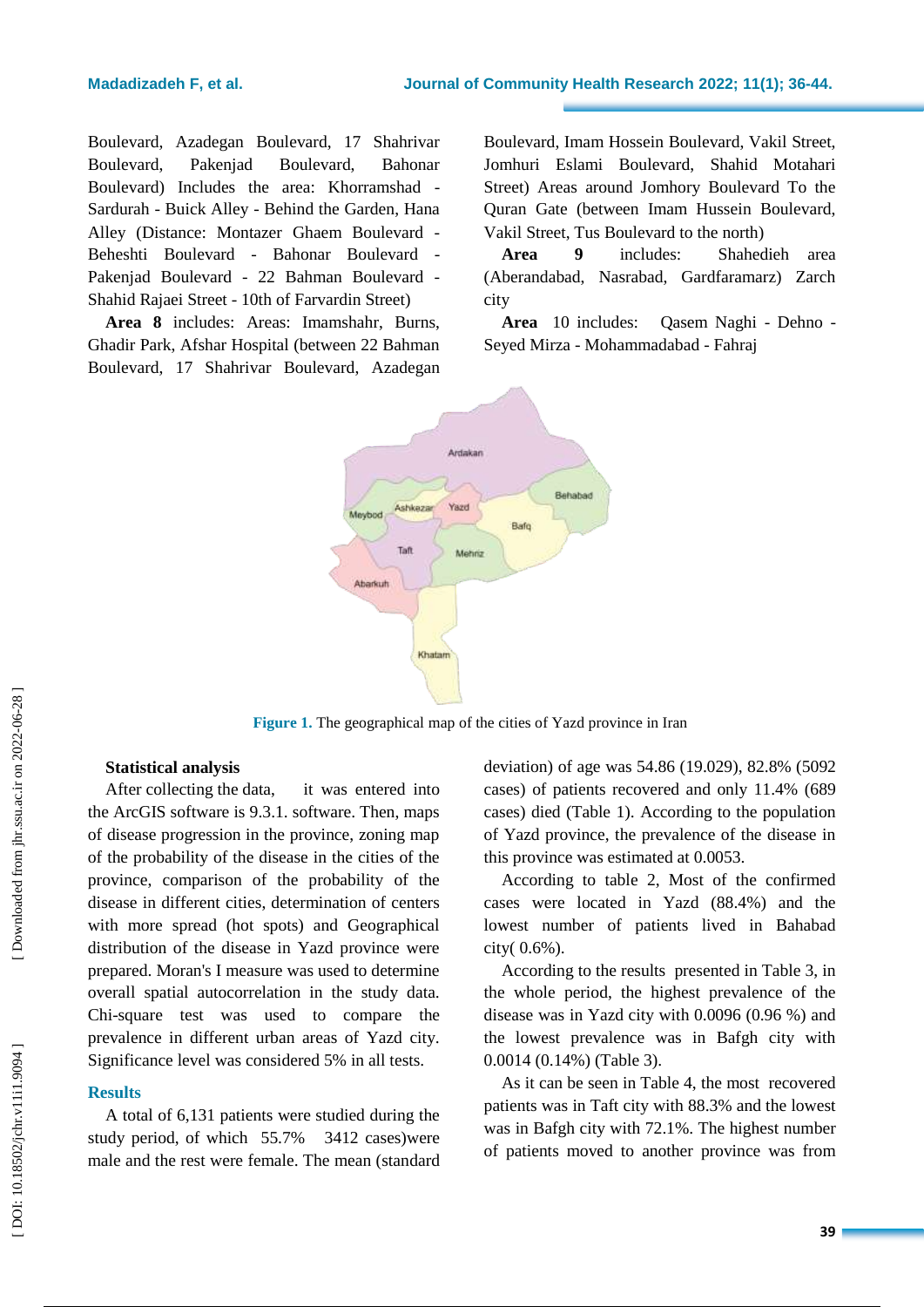Boulevard, Azadegan Boulevard, 17 Shahrivar Boulevard, Pakenjad Boulevard, Bahonar Boulevard) Includes the area: Khorramshad - Sardurah - Buick Alley - Behind the Garden, Hana Alley (Distance: Montazer Ghaem Boulevard - Beheshti Boulevard - Bahonar Boulevard - Pakenjad Boulevard - 22 Bahman Boulevard - Shahid Rajaei Street - 10th of Farvardin Street)

**Area 8** includes: Areas: Imamshahr, Burns, Ghadir Park, Afshar Hospital (between 22 Bahman Boulevard, 17 Shahrivar Boulevard, Azadegan Boulevard, Imam Hossein Boulevard, Vakil Street, Jomhuri Eslami Boulevard, Shahid Motahari Street) Areas around Jomhory Boulevard To the Quran Gate (between Imam Hussein Boulevard, Vakil Street, Tus Boulevard to the north)

**Area 9** includes: Shahedieh area (Aberandabad, Nasrabad, Gardfaramarz) Zarch city

**Area** 10 includes: Qasem Naghi - Dehno - Seyed Mirza - Mohammadabad - Fahraj

**Figure 1.** The geographical map of the cities of Yazd province in Iran

**Statistical analysis**

After collecting the data, it was entered into the ArcGIS software is 9.3.1. software. Then, maps of disease progression in the province, zoning map of the probability of the disease in the cities of the province, comparison of the probability of the disease in different cities, determination of centers with more spread (hot spots) and Geographical distribution of the disease in Yazd province were prepared. Moran's I measure was used to determine overall spatial autocorrelation in the study data. Chi-square test was used to compare the prevalence in different urban areas of Yazd city. Significance level was considered 5% in all tests.

## Results

A total of 6,131 patients were studied during the study period, of which 55.7% 3412 cases)were male and the rest were female. The mean (standard deviation) of age was 54.86 (19.029), 82.8% (5092 cases) of patients recovered and only 11.4% (689 cases) died (Table 1). According to the population of Yazd province, the prevalence of the disease in this province was estimated at 0.0053.

According to table 2, Most of the confirmed cases were located in Yazd (88.4%) and the lowest number of patients lived in Bahabad city( 0.6%).

According to the results presented in Table 3, in the whole period, the highest prevalence of the disease was in Yazd city with 0.0096 (0.96 %) and the lowest prevalence was in Bafgh city with 0.0014 (0.14%) (Table 3).

As it can be seen in Table 4, the most recovered patients was in Taft city with 88.3% and the lowest was in Bafgh city with 72.1%. The highest number of patients moved to another province was from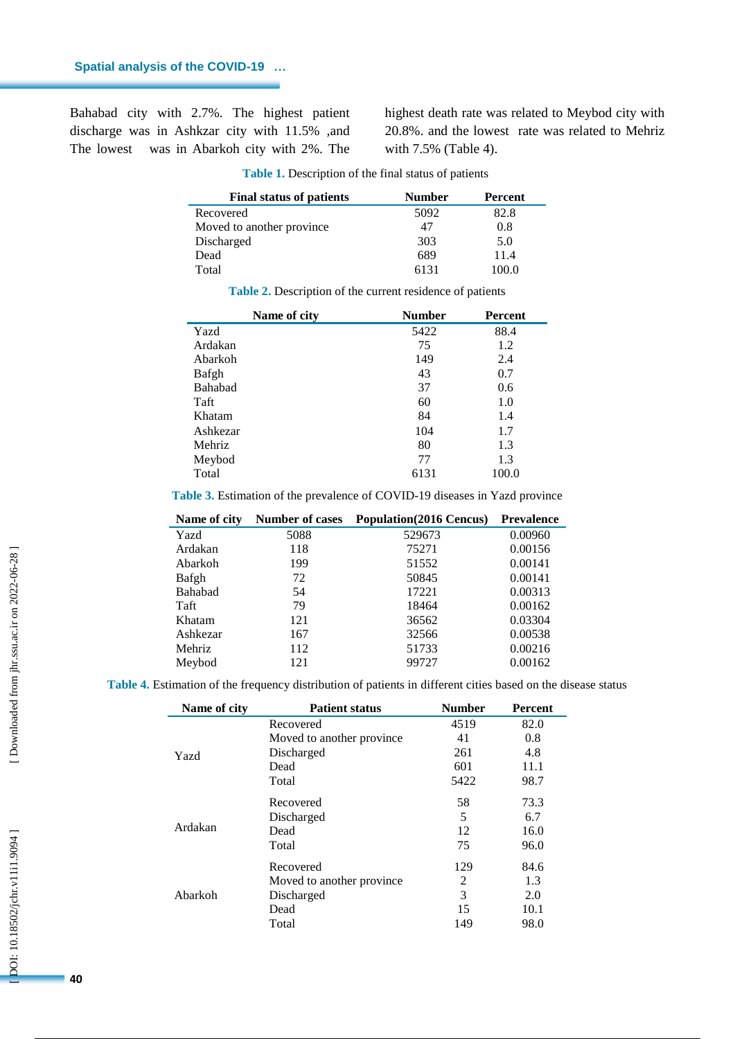Bahabad city with 2.7%. The highest patient discharge was in Ashkzar city with 11.5% ,and The lowest was in Abarkoh city with 2%. The highest death rate was related to Meybod city with 20.8%. and the lowest rate was related to Mehriz with 7.5% (Table 4).

**Table 1.** Description of the final status of patients

| Final status of patients | Number | Percent |
|---|---|---|
| Recovered | 5092 | 82.8 |
| Moved to another province | 47 | 0.8 |
| Discharged | 303 | 5.0 |
| Dead | 689 | 11.4 |
| Total | 6131 | 100.0 |

**Table 2.** Description of the current residence of patients

| Name of city | Number | Percent |
|---|---|---|
| Yazd | 5422 | 88.4 |
| Ardakan | 75 | 1.2 |
| Abarkoh | 149 | 2.4 |
| Bafgh | 43 | 0.7 |
| Bahabad | 37 | 0.6 |
| Taft | 60 | 1.0 |
| Khatam | 84 | 1.4 |
| Ashkezar | 104 | 1.7 |
| Mehriz | 80 | 1.3 |
| Meybod | 77 | 1.3 |
| Total | 6131 | 100.0 |

**Table 3.** Estimation of the prevalence of COVID-19 diseases in Yazd province

| Name of city | Number of cases | Population(2016 Cencus) | Prevalence |
|---|---|---|---|
| Yazd | 5088 | 529673 | 0.00960 |
| Ardakan | 118 | 75271 | 0.00156 |
| Abarkoh | 199 | 51552 | 0.00141 |
| Bafgh | 72 | 50845 | 0.00141 |
| Bahabad | 54 | 17221 | 0.00313 |
| Taft | 79 | 18464 | 0.00162 |
| Khatam | 121 | 36562 | 0.03304 |
| Ashkezar | 167 | 32566 | 0.00538 |
| Mehriz | 112 | 51733 | 0.00216 |
| Meybod | 121 | 99727 | 0.00162 |

**Table 4.** Estimation of the frequency distribution of patients in different cities based on the disease status

| Name of city | Patient status | Number | Percent |
|---|---|---|---|
| Yazd | Recovered | 4519 | 82.0 |
| | Moved to another province | 41 | 0.8 |
| | Discharged | 261 | 4.8 |
| | Dead | 601 | 11.1 |
| | Total | 5422 | 98.7 |
| Ardakan | Recovered | 58 | 73.3 |
| | Discharged | 5 | 6.7 |
| | Dead | 12 | 16.0 |
| | Total | 75 | 96.0 |
| Abarkoh | Recovered | 129 | 84.6 |
| | Moved to another province | 2 | 1.3 |
| | Discharged | 3 | 2.0 |
| | Dead | 15 | 10.1 |
| | Total | 149 | 98.0 |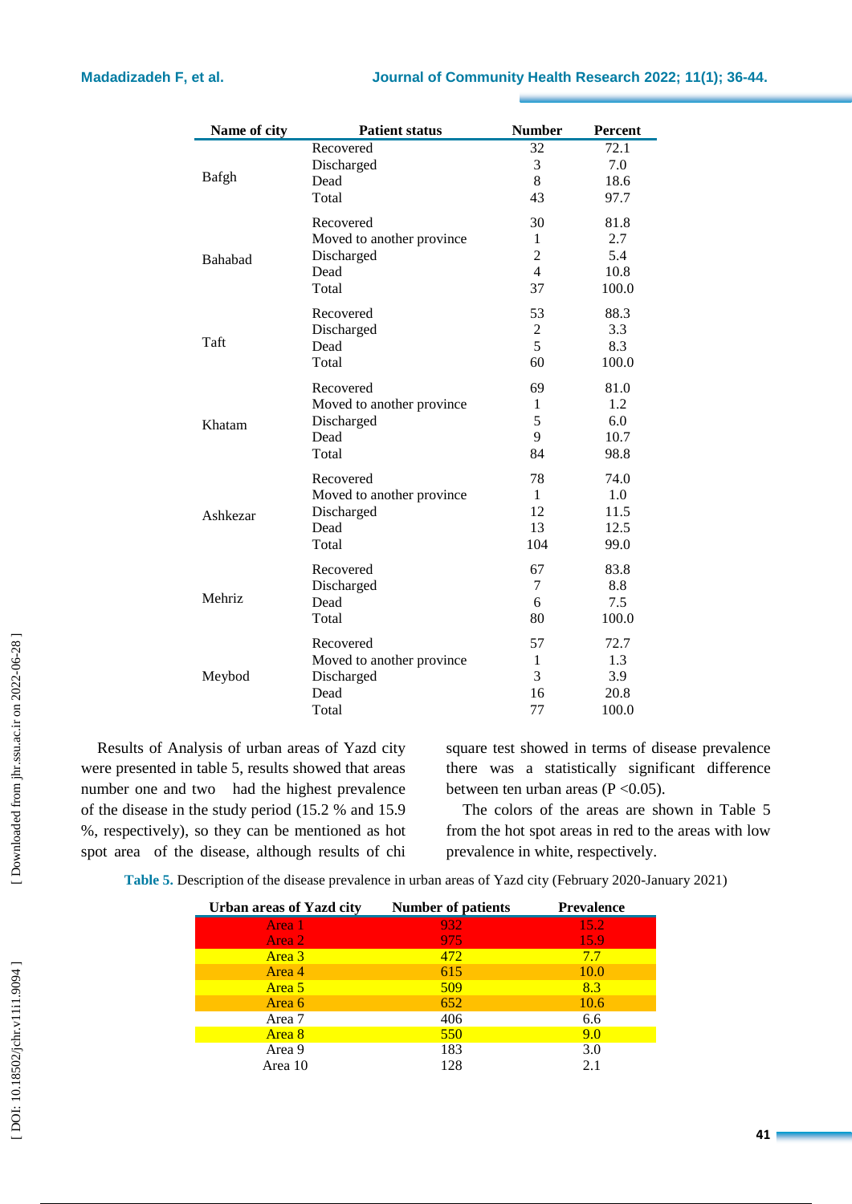| Name of city | Patient status | Number | Percent |
|---|---|---|---|
| Bafgh | Recovered | 32 | 72.1 |
| | Discharged | 3 | 7.0 |
| | Dead | 8 | 18.6 |
| | Total | 43 | 97.7 |
| Bahabad | Recovered | 30 | 81.8 |
| | Moved to another province | 1 | 2.7 |
| | Discharged | 2 | 5.4 |
| | Dead | 4 | 10.8 |
| | Total | 37 | 100.0 |
| Taft | Recovered | 53 | 88.3 |
| | Discharged | 2 | 3.3 |
| | Dead | 5 | 8.3 |
| | Total | 60 | 100.0 |
| Khatam | Recovered | 69 | 81.0 |
| | Moved to another province | 1 | 1.2 |
| | Discharged | 5 | 6.0 |
| | Dead | 9 | 10.7 |
| | Total | 84 | 98.8 |
| Ashkezar | Recovered | 78 | 74.0 |
| | Moved to another province | 1 | 1.0 |
| | Discharged | 12 | 11.5 |
| | Dead | 13 | 12.5 |
| | Total | 104 | 99.0 |
| Mehriz | Recovered | 67 | 83.8 |
| | Discharged | 7 | 8.8 |
| | Dead | 6 | 7.5 |
| | Total | 80 | 100.0 |
| Meybod | Recovered | 57 | 72.7 |
| | Moved to another province | 1 | 1.3 |
| | Discharged | 3 | 3.9 |
| | Dead | 16 | 20.8 |
| | Total | 77 | 100.0 |

Results of Analysis of urban areas of Yazd city were presented in table 5, results showed that areas number one and two had the highest prevalence of the disease in the study period (15.2 % and 15.9 %, respectively), so they can be mentioned as hot spot area of the disease, although results of chi square test showed in terms of disease prevalence there was a statistically significant difference between ten urban areas ($P < 0.05$).

The colors of the areas are shown in Table 5 from the hot spot areas in red to the areas with low prevalence in white, respectively.

**Table 5.** Description of the disease prevalence in urban areas of Yazd city (February 2020-January 2021)

| Urban areas of Yazd city | Number of patients | Prevalence |
|---|---|---|
| Area 1 | 932 | 15.2 |
| Area 2 | 975 | 15.9 |
| Area 3 | 472 | 7.7 |
| Area 4 | 615 | 10.0 |
| Area 5 | 509 | 8.3 |
| Area 6 | 652 | 10.6 |
| Area 7 | 406 | 6.6 |
| Area 8 | 550 | 9.0 |
| Area 9 | 183 | 3.0 |
| Area 10 | 128 | 2.1 |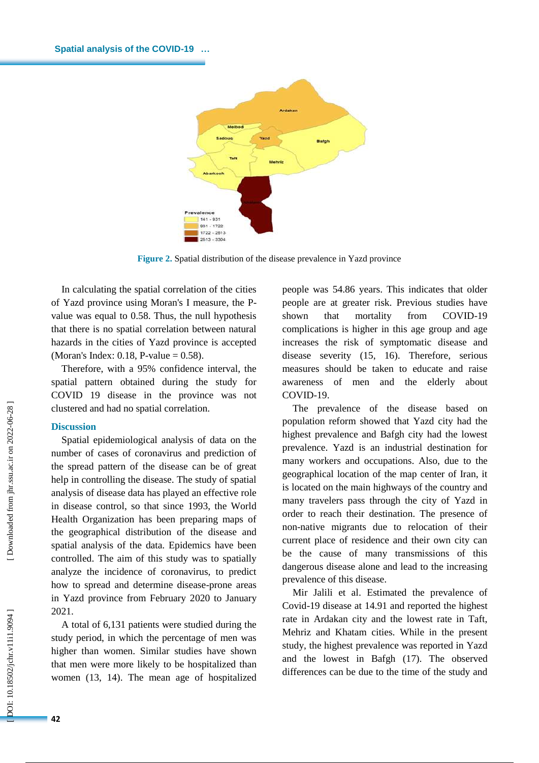**Figure 2.** Spatial distribution of the disease prevalence in Yazd province

In calculating the spatial correlation of the cities of Yazd province using Moran's I measure, the P-value was equal to 0.58. Thus, the null hypothesis that there is no spatial correlation between natural hazards in the cities of Yazd province is accepted (Moran's Index: 0.18, P-value = 0.58).

Therefore, with a 95% confidence interval, the spatial pattern obtained during the study for COVID 19 disease in the province was not clustered and had no spatial correlation.

## Discussion

Spatial epidemiological analysis of data on the number of cases of coronavirus and prediction of the spread pattern of the disease can be of great help in controlling the disease. The study of spatial analysis of disease data has played an effective role in disease control, so that since 1993, the World Health Organization has been preparing maps of the geographical distribution of the disease and spatial analysis of the data. Epidemics have been controlled. The aim of this study was to spatially analyze the incidence of coronavirus, to predict how to spread and determine disease-prone areas in Yazd province from February 2020 to January 2021.

A total of 6,131 patients were studied during the study period, in which the percentage of men was higher than women. Similar studies have shown that men were more likely to be hospitalized than women (13, 14). The mean age of hospitalized people was 54.86 years. This indicates that older people are at greater risk. Previous studies have shown that mortality from COVID-19 complications is higher in this age group and age increases the risk of symptomatic disease and disease severity (15, 16). Therefore, serious measures should be taken to educate and raise awareness of men and the elderly about COVID-19.

The prevalence of the disease based on population reform showed that Yazd city had the highest prevalence and Bafgh city had the lowest prevalence. Yazd is an industrial destination for many workers and occupations. Also, due to the geographical location of the map center of Iran, it is located on the main highways of the country and many travelers pass through the city of Yazd in order to reach their destination. The presence of non-native migrants due to relocation of their current place of residence and their own city can be the cause of many transmissions of this dangerous disease alone and lead to the increasing prevalence of this disease.

Mir Jalili et al. Estimated the prevalence of Covid-19 disease at 14.91 and reported the highest rate in Ardakan city and the lowest rate in Taft, Mehriz and Khatam cities. While in the present study, the highest prevalence was reported in Yazd and the lowest in Bafgh (17). The observed differences can be due to the time of the study and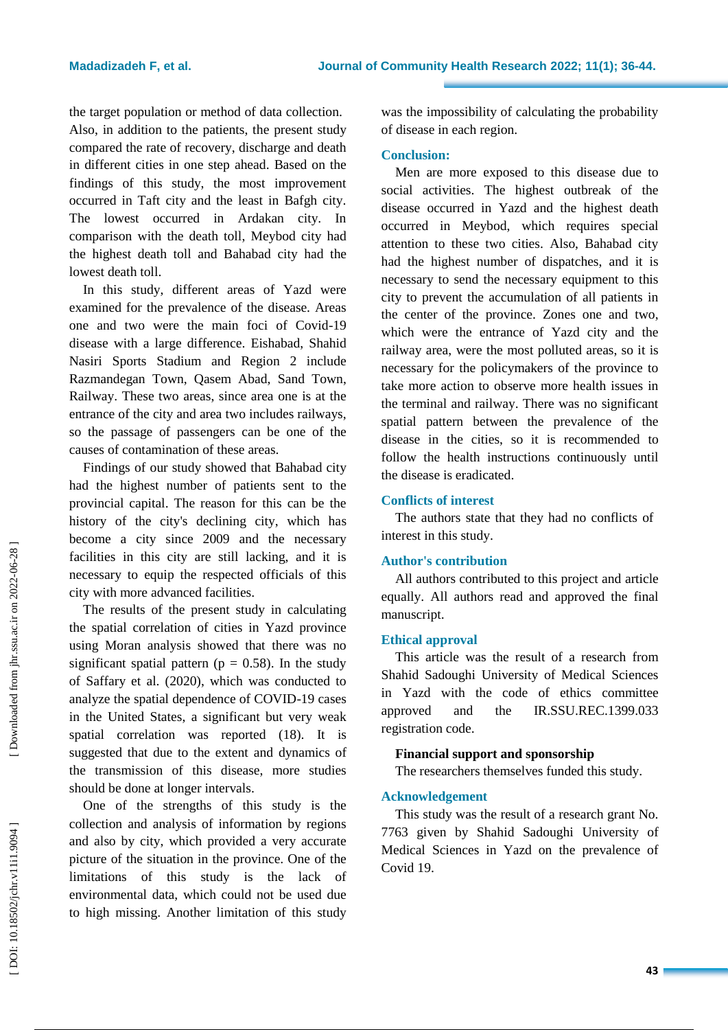the target population or method of data collection. Also, in addition to the patients, the present study compared the rate of recovery, discharge and death in different cities in one step ahead. Based on the findings of this study, the most improvement occurred in Taft city and the least in Bafgh city. The lowest occurred in Ardakan city. In comparison with the death toll, Meybod city had the highest death toll and Bahabad city had the lowest death toll.

In this study, different areas of Yazd were examined for the prevalence of the disease. Areas one and two were the main foci of Covid-19 disease with a large difference. Eishabad, Shahid Nasiri Sports Stadium and Region 2 include Razmandegan Town, Qasem Abad, Sand Town, Railway. These two areas, since area one is at the entrance of the city and area two includes railways, so the passage of passengers can be one of the causes of contamination of these areas.

Findings of our study showed that Bahabad city had the highest number of patients sent to the provincial capital. The reason for this can be the history of the city's declining city, which has become a city since 2009 and the necessary facilities in this city are still lacking, and it is necessary to equip the respected officials of this city with more advanced facilities.

The results of the present study in calculating the spatial correlation of cities in Yazd province using Moran analysis showed that there was no significant spatial pattern ($p = 0.58$). In the study of Saffary et al. (2020), which was conducted to analyze the spatial dependence of COVID-19 cases in the United States, a significant but very weak spatial correlation was reported (18). It is suggested that due to the extent and dynamics of the transmission of this disease, more studies should be done at longer intervals.

One of the strengths of this study is the collection and analysis of information by regions and also by city, which provided a very accurate picture of the situation in the province. One of the limitations of this study is the lack of environmental data, which could not be used due to high missing. Another limitation of this study was the impossibility of calculating the probability of disease in each region.

## Conclusion:

Men are more exposed to this disease due to social activities. The highest outbreak of the disease occurred in Yazd and the highest death occurred in Meybod, which requires special attention to these two cities. Also, Bahabad city had the highest number of dispatches, and it is necessary to send the necessary equipment to this city to prevent the accumulation of all patients in the center of the province. Zones one and two, which were the entrance of Yazd city and the railway area, were the most polluted areas, so it is necessary for the policymakers of the province to take more action to observe more health issues in the terminal and railway. There was no significant spatial pattern between the prevalence of the disease in the cities, so it is recommended to follow the health instructions continuously until the disease is eradicated.

## Conflicts of interest

The authors state that they had no conflicts of interest in this study.

## Author's contribution

All authors contributed to this project and article equally. All authors read and approved the final manuscript.

## Ethical approval

This article was the result of a research from Shahid Sadoughi University of Medical Sciences in Yazd with the code of ethics committee approved and the IR.SSU.REC.1399.033 registration code.

**Financial support and sponsorship**

The researchers themselves funded this study.

## Acknowledgement

This study was the result of a research grant No. 7763 given by Shahid Sadoughi University of Medical Sciences in Yazd on the prevalence of Covid 19.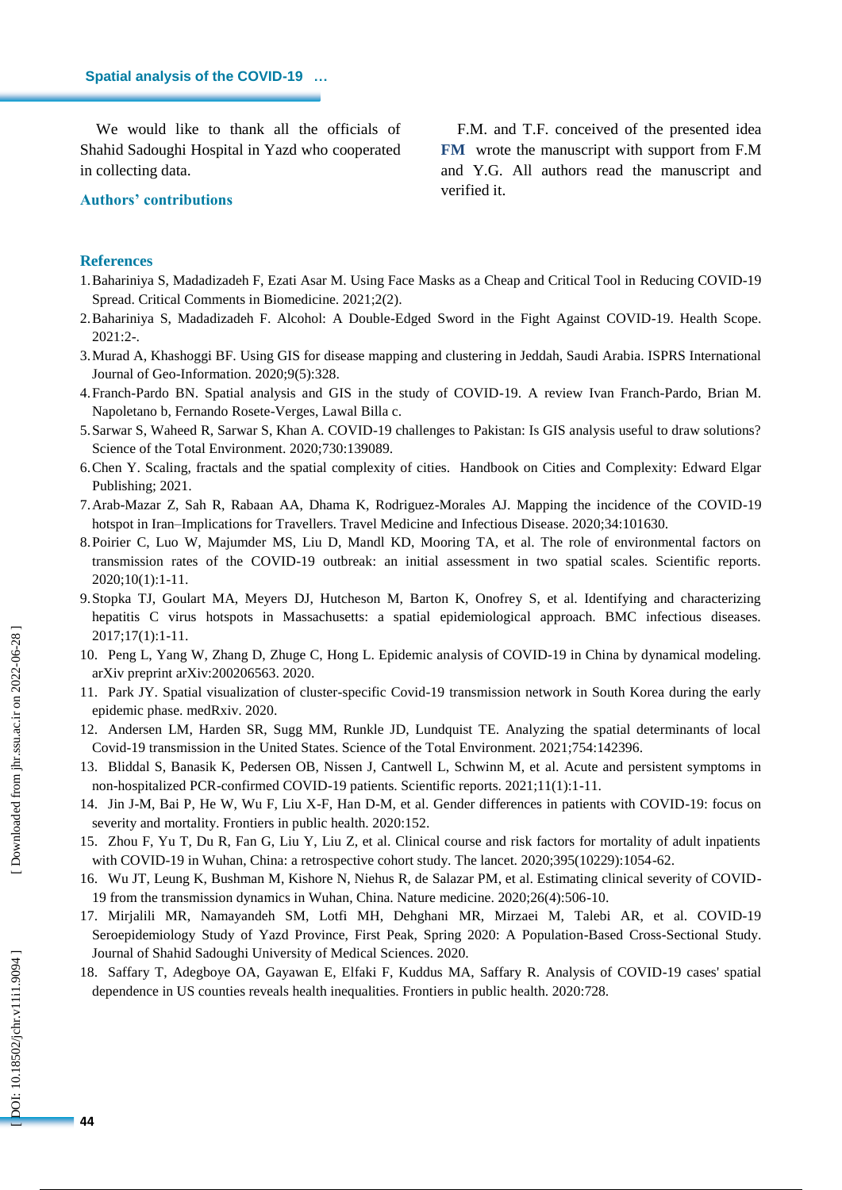We would like to thank all the officials of Shahid Sadoughi Hospital in Yazd who cooperated in collecting data.

### Authors' contributions

F.M. and T.F. conceived of the presented idea **FM** wrote the manuscript with support from F.M and Y.G. All authors read the manuscript and verified it.

### References

1. Bahariniya S, Madadizadeh F, Ezati Asar M. Using Face Masks as a Cheap and Critical Tool in Reducing COVID-19 Spread. Critical Comments in Biomedicine. 2021;2(2).
2. Bahariniya S, Madadizadeh F. Alcohol: A Double-Edged Sword in the Fight Against COVID-19. Health Scope. 2021:2-.
3. Murad A, Khashoggi BF. Using GIS for disease mapping and clustering in Jeddah, Saudi Arabia. ISPRS International Journal of Geo-Information. 2020;9(5):328.
4. Franch-Pardo BN. Spatial analysis and GIS in the study of COVID-19. A review Ivan Franch-Pardo, Brian M. Napoletano b, Fernando Rosete-Verges, Lawal Billa c.
5. Sarwar S, Waheed R, Sarwar S, Khan A. COVID-19 challenges to Pakistan: Is GIS analysis useful to draw solutions? Science of the Total Environment. 2020;730:139089.
6. Chen Y. Scaling, fractals and the spatial complexity of cities. Handbook on Cities and Complexity: Edward Elgar Publishing; 2021.
7. Arab-Mazar Z, Sah R, Rabaan AA, Dhama K, Rodriguez-Morales AJ. Mapping the incidence of the COVID-19 hotspot in Iran–Implications for Travellers. Travel Medicine and Infectious Disease. 2020;34:101630.
8. Poirier C, Luo W, Majumder MS, Liu D, Mandl KD, Mooring TA, et al. The role of environmental factors on transmission rates of the COVID-19 outbreak: an initial assessment in two spatial scales. Scientific reports. 2020;10(1):1-11.
9. Stopka TJ, Goulart MA, Meyers DJ, Hutcheson M, Barton K, Onofrey S, et al. Identifying and characterizing hepatitis C virus hotspots in Massachusetts: a spatial epidemiological approach. BMC infectious diseases. 2017;17(1):1-11.
10. Peng L, Yang W, Zhang D, Zhuge C, Hong L. Epidemic analysis of COVID-19 in China by dynamical modeling. arXiv preprint arXiv:200206563. 2020.
11. Park JY. Spatial visualization of cluster-specific Covid-19 transmission network in South Korea during the early epidemic phase. medRxiv. 2020.
12. Andersen LM, Harden SR, Sugg MM, Runkle JD, Lundquist TE. Analyzing the spatial determinants of local Covid-19 transmission in the United States. Science of the Total Environment. 2021;754:142396.
13. Bliddal S, Banasik K, Pedersen OB, Nissen J, Cantwell L, Schwinn M, et al. Acute and persistent symptoms in non-hospitalized PCR-confirmed COVID-19 patients. Scientific reports. 2021;11(1):1-11.
14. Jin J-M, Bai P, He W, Wu F, Liu X-F, Han D-M, et al. Gender differences in patients with COVID-19: focus on severity and mortality. Frontiers in public health. 2020:152.
15. Zhou F, Yu T, Du R, Fan G, Liu Y, Liu Z, et al. Clinical course and risk factors for mortality of adult inpatients with COVID-19 in Wuhan, China: a retrospective cohort study. The lancet. 2020;395(10229):1054-62.
16. Wu JT, Leung K, Bushman M, Kishore N, Niehus R, de Salazar PM, et al. Estimating clinical severity of COVID-19 from the transmission dynamics in Wuhan, China. Nature medicine. 2020;26(4):506-10.
17. Mirjalili MR, Namayandeh SM, Lotfi MH, Dehghani MR, Mirzaei M, Talebi AR, et al. COVID-19 Seroepidemiology Study of Yazd Province, First Peak, Spring 2020: A Population-Based Cross-Sectional Study. Journal of Shahid Sadoughi University of Medical Sciences. 2020.
18. Saffary T, Adegboye OA, Gayawan E, Elfaki F, Kuddus MA, Saffary R. Analysis of COVID-19 cases' spatial dependence in US counties reveals health inequalities. Frontiers in public health. 2020:728.